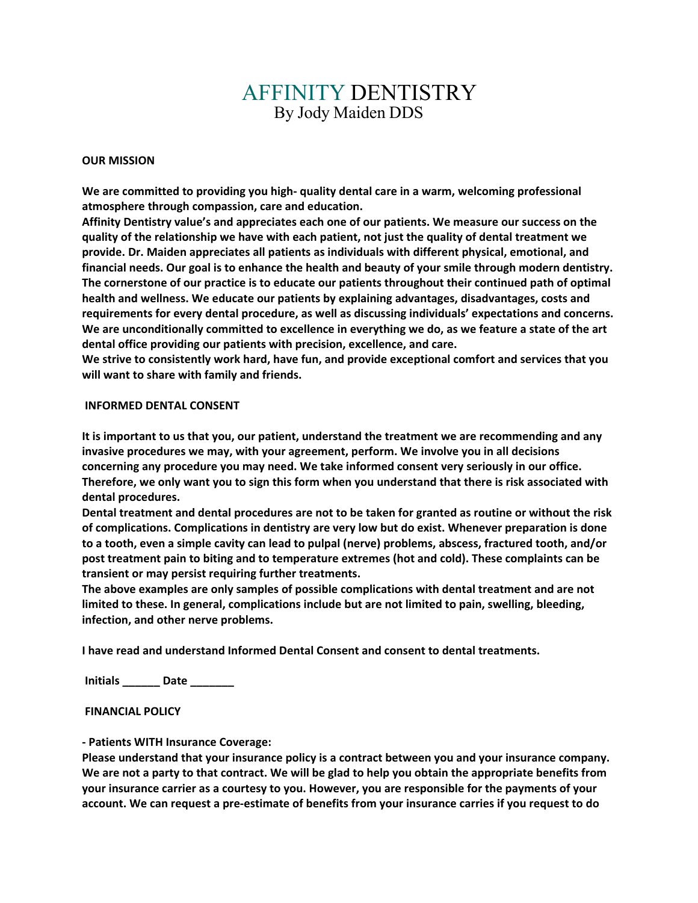# AFFINITY DENTISTRY

By Jody Maiden DDS

**OUR MISSION**

**We are committed to providing you high- quality dental care in a warm, welcoming professional atmosphere through compassion, care and education.**
**Affinity Dentistry value's and appreciates each one of our patients. We measure our success on the quality of the relationship we have with each patient, not just the quality of dental treatment we provide. Dr. Maiden appreciates all patients as individuals with different physical, emotional, and financial needs. Our goal is to enhance the health and beauty of your smile through modern dentistry. The cornerstone of our practice is to educate our patients throughout their continued path of optimal health and wellness. We educate our patients by explaining advantages, disadvantages, costs and requirements for every dental procedure, as well as discussing individuals' expectations and concerns. We are unconditionally committed to excellence in everything we do, as we feature a state of the art dental office providing our patients with precision, excellence, and care.**
**We strive to consistently work hard, have fun, and provide exceptional comfort and services that you will want to share with family and friends.**

**INFORMED DENTAL CONSENT**

**It is important to us that you, our patient, understand the treatment we are recommending and any invasive procedures we may, with your agreement, perform. We involve you in all decisions concerning any procedure you may need. We take informed consent very seriously in our office. Therefore, we only want you to sign this form when you understand that there is risk associated with dental procedures.**
**Dental treatment and dental procedures are not to be taken for granted as routine or without the risk of complications. Complications in dentistry are very low but do exist. Whenever preparation is done to a tooth, even a simple cavity can lead to pulpal (nerve) problems, abscess, fractured tooth, and/or post treatment pain to biting and to temperature extremes (hot and cold). These complaints can be transient or may persist requiring further treatments.**
**The above examples are only samples of possible complications with dental treatment and are not limited to these. In general, complications include but are not limited to pain, swelling, bleeding, infection, and other nerve problems.**

**I have read and understand Informed Dental Consent and consent to dental treatments.**

**Initials ______ Date _______**

**FINANCIAL POLICY**

**- Patients WITH Insurance Coverage:**
**Please understand that your insurance policy is a contract between you and your insurance company. We are not a party to that contract. We will be glad to help you obtain the appropriate benefits from your insurance carrier as a courtesy to you. However, you are responsible for the payments of your account. We can request a pre-estimate of benefits from your insurance carries if you request to do**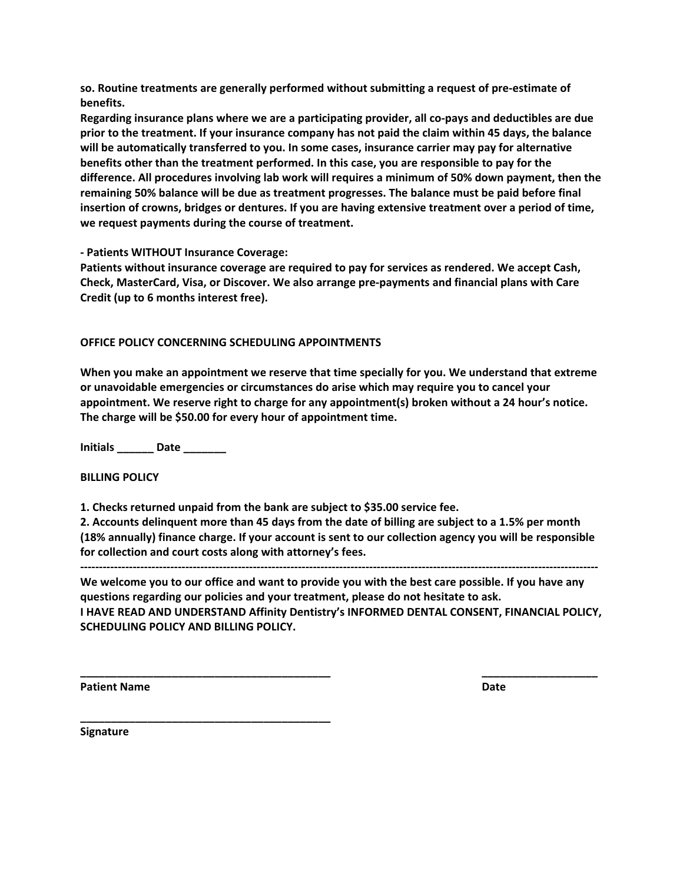**so. Routine treatments are generally performed without submitting a request of pre-estimate of benefits.**
**Regarding insurance plans where we are a participating provider, all co-pays and deductibles are due prior to the treatment. If your insurance company has not paid the claim within 45 days, the balance will be automatically transferred to you. In some cases, insurance carrier may pay for alternative benefits other than the treatment performed. In this case, you are responsible to pay for the difference. All procedures involving lab work will requires a minimum of 50% down payment, then the remaining 50% balance will be due as treatment progresses. The balance must be paid before final insertion of crowns, bridges or dentures. If you are having extensive treatment over a period of time, we request payments during the course of treatment.**

**- Patients WITHOUT Insurance Coverage:**
**Patients without insurance coverage are required to pay for services as rendered. We accept Cash, Check, MasterCard, Visa, or Discover. We also arrange pre-payments and financial plans with Care Credit (up to 6 months interest free).**

## OFFICE POLICY CONCERNING SCHEDULING APPOINTMENTS

**When you make an appointment we reserve that time specially for you. We understand that extreme or unavoidable emergencies or circumstances do arise which may require you to cancel your appointment. We reserve right to charge for any appointment(s) broken without a 24 hour's notice. The charge will be $50.00 for every hour of appointment time.**

**Initials ______ Date _______**

## BILLING POLICY

**1. Checks returned unpaid from the bank are subject to $35.00 service fee.**
**2. Accounts delinquent more than 45 days from the date of billing are subject to a 1.5% per month (18% annually) finance charge. If your account is sent to our collection agency you will be responsible for collection and court costs along with attorney's fees.**

---

**We welcome you to our office and want to provide you with the best care possible. If you have any questions regarding our policies and your treatment, please do not hesitate to ask.**
**I HAVE READ AND UNDERSTAND Affinity Dentistry's INFORMED DENTAL CONSENT, FINANCIAL POLICY, SCHEDULING POLICY AND BILLING POLICY.**

**____________________________________________** **____________________**
**Patient Name** **Date**

**____________________________________________**
**Signature**